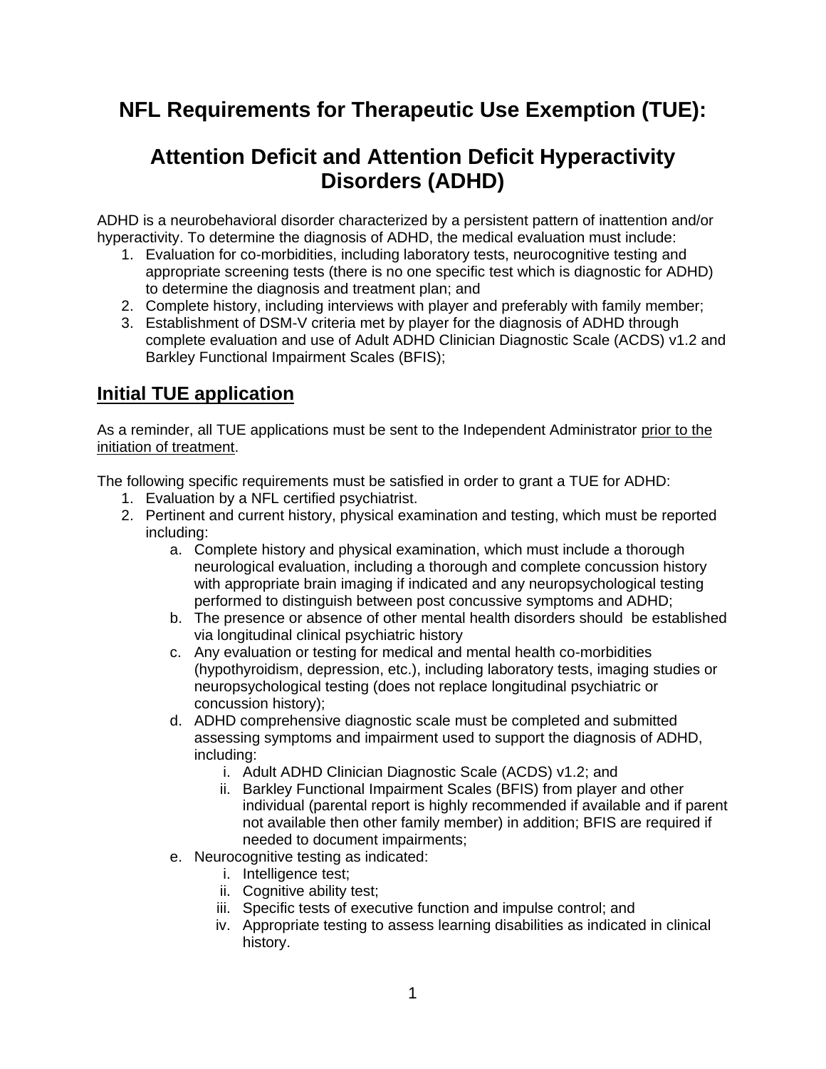# NFL Requirements for Therapeutic Use Exemption (TUE):

# Attention Deficit and Attention Deficit Hyperactivity Disorders (ADHD)

ADHD is a neurobehavioral disorder characterized by a persistent pattern of inattention and/or hyperactivity. To determine the diagnosis of ADHD, the medical evaluation must include:

1. Evaluation for co-morbidities, including laboratory tests, neurocognitive testing and appropriate screening tests (there is no one specific test which is diagnostic for ADHD) to determine the diagnosis and treatment plan; and
2. Complete history, including interviews with player and preferably with family member;
3. Establishment of DSM-V criteria met by player for the diagnosis of ADHD through complete evaluation and use of Adult ADHD Clinician Diagnostic Scale (ACDS) v1.2 and Barkley Functional Impairment Scales (BFIS);

## Initial TUE application

As a reminder, all TUE applications must be sent to the Independent Administrator prior to the initiation of treatment.

The following specific requirements must be satisfied in order to grant a TUE for ADHD:

1. Evaluation by a NFL certified psychiatrist.
2. Pertinent and current history, physical examination and testing, which must be reported including:
   a. Complete history and physical examination, which must include a thorough neurological evaluation, including a thorough and complete concussion history with appropriate brain imaging if indicated and any neuropsychological testing performed to distinguish between post concussive symptoms and ADHD;
   b. The presence or absence of other mental health disorders should be established via longitudinal clinical psychiatric history
   c. Any evaluation or testing for medical and mental health co-morbidities (hypothyroidism, depression, etc.), including laboratory tests, imaging studies or neuropsychological testing (does not replace longitudinal psychiatric or concussion history);
   d. ADHD comprehensive diagnostic scale must be completed and submitted assessing symptoms and impairment used to support the diagnosis of ADHD, including:
      i. Adult ADHD Clinician Diagnostic Scale (ACDS) v1.2; and
      ii. Barkley Functional Impairment Scales (BFIS) from player and other individual (parental report is highly recommended if available and if parent not available then other family member) in addition; BFIS are required if needed to document impairments;
   e. Neurocognitive testing as indicated:
      i. Intelligence test;
      ii. Cognitive ability test;
      iii. Specific tests of executive function and impulse control; and
      iv. Appropriate testing to assess learning disabilities as indicated in clinical history.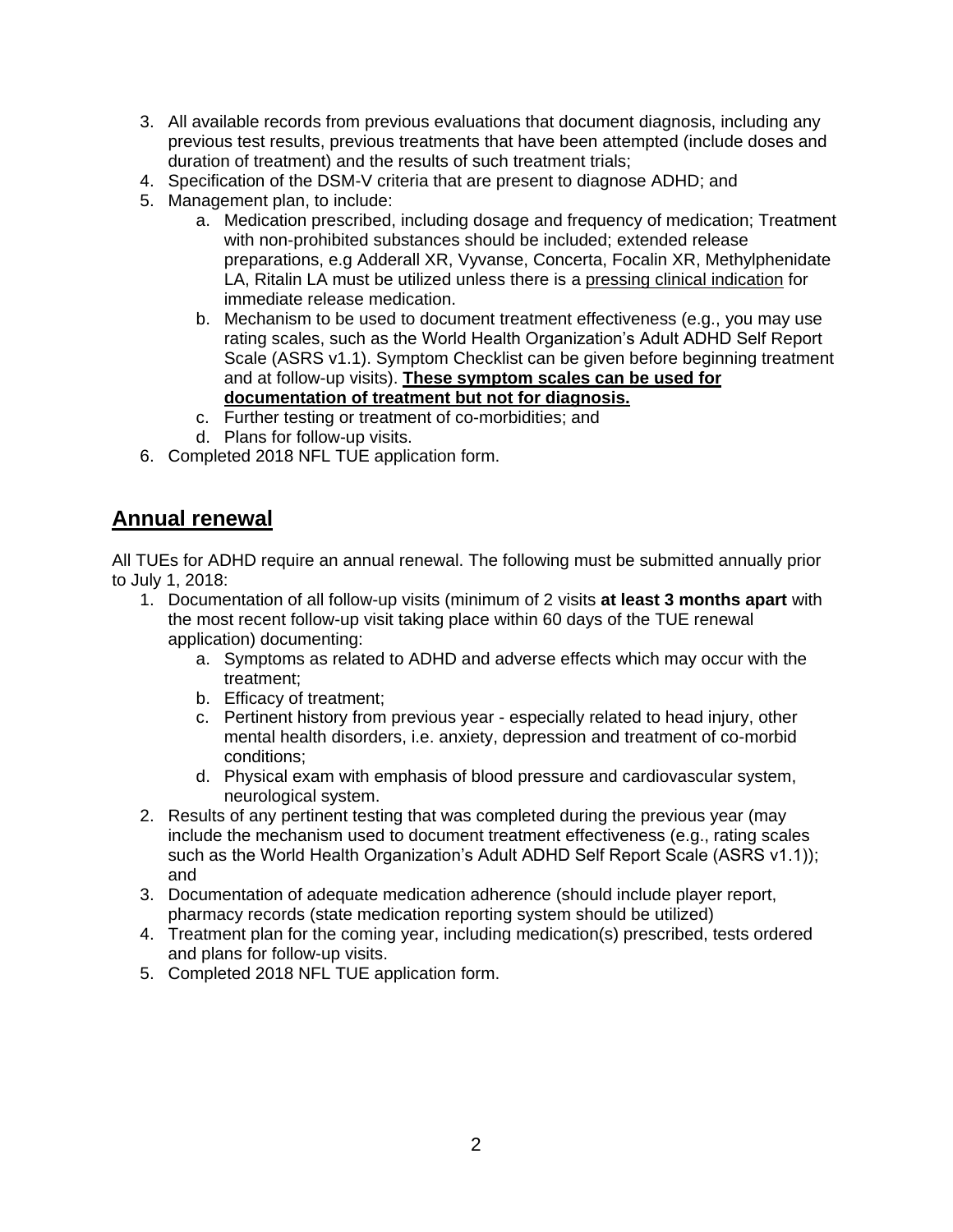3. All available records from previous evaluations that document diagnosis, including any previous test results, previous treatments that have been attempted (include doses and duration of treatment) and the results of such treatment trials;
4. Specification of the DSM-V criteria that are present to diagnose ADHD; and
5. Management plan, to include:
    a. Medication prescribed, including dosage and frequency of medication; Treatment with non-prohibited substances should be included; extended release preparations, e.g Adderall XR, Vyvanse, Concerta, Focalin XR, Methylphenidate LA, Ritalin LA must be utilized unless there is a <u>pressing clinical indication</u> for immediate release medication.
    b. Mechanism to be used to document treatment effectiveness (e.g., you may use rating scales, such as the World Health Organization's Adult ADHD Self Report Scale (ASRS v1.1). Symptom Checklist can be given before beginning treatment and at follow-up visits). **<u>These symptom scales can be used for documentation of treatment but not for diagnosis.</u>**
    c. Further testing or treatment of co-morbidities; and
    d. Plans for follow-up visits.
6. Completed 2018 NFL TUE application form.

## Annual renewal

All TUEs for ADHD require an annual renewal. The following must be submitted annually prior to July 1, 2018:

1. Documentation of all follow-up visits (minimum of 2 visits **at least 3 months apart** with the most recent follow-up visit taking place within 60 days of the TUE renewal application) documenting:
    a. Symptoms as related to ADHD and adverse effects which may occur with the treatment;
    b. Efficacy of treatment;
    c. Pertinent history from previous year - especially related to head injury, other mental health disorders, i.e. anxiety, depression and treatment of co-morbid conditions;
    d. Physical exam with emphasis of blood pressure and cardiovascular system, neurological system.
2. Results of any pertinent testing that was completed during the previous year (may include the mechanism used to document treatment effectiveness (e.g., rating scales such as the World Health Organization's Adult ADHD Self Report Scale (ASRS v1.1)); and
3. Documentation of adequate medication adherence (should include player report, pharmacy records (state medication reporting system should be utilized)
4. Treatment plan for the coming year, including medication(s) prescribed, tests ordered and plans for follow-up visits.
5. Completed 2018 NFL TUE application form.